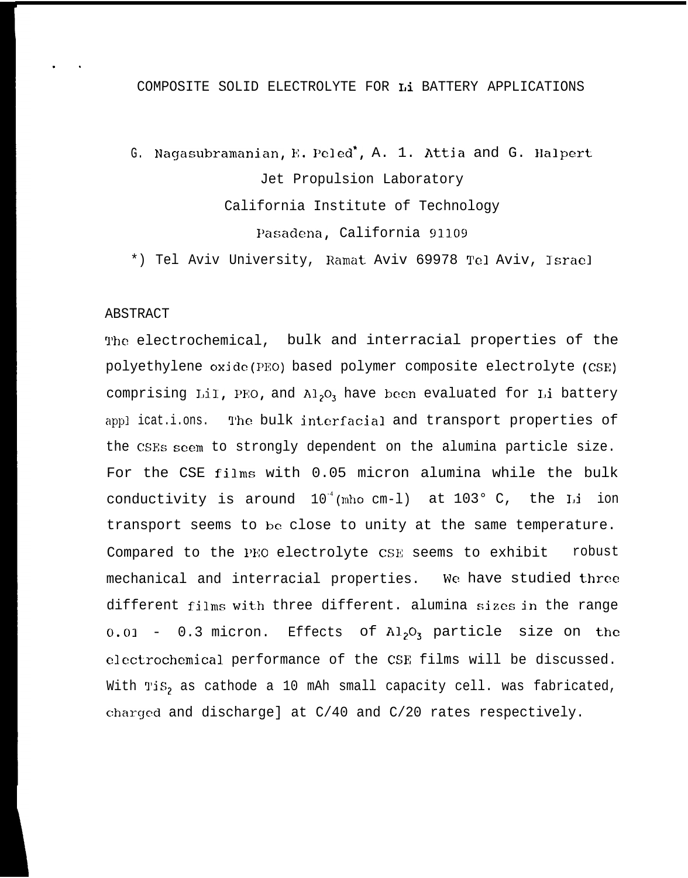# COMPOSITE SOLID ELECTROLYTE FOR Li BATTERY APPLICATIONS

G. Nagasubramanian, E. Peled*, A. 1. Attia and G. Halpert

Jet Propulsion Laboratory

California Institute of Technology

Pasadena, California 91109

*) Tel Aviv University, Ramat Aviv 69978 Tel Aviv, Israel

## ABSTRACT

The electrochemical, bulk and interracial properties of the polyethylene oxide(PEO) based polymer composite electrolyte (CSE) comprising LiI, PEO, and $Al_2O_3$ have been evaluated for Li battery appl icat.i.ons. The bulk interfacial and transport properties of the CSEs seem to strongly dependent on the alumina particle size. For the CSE films with 0.05 micron alumina while the bulk conductivity is around $10^{-4}$(mho cm-l) at 103° C, the Li ion transport seems to be close to unity at the same temperature. Compared to the PEO electrolyte CSE seems to exhibit robust mechanical and interracial properties. We have studied three different films with three different. alumina sizes in the range 0.01 - 0.3 micron. Effects of $Al_2O_3$ particle size on the electrochemical performance of the CSE films will be discussed. With $TiS_2$ as cathode a 10 mAh small capacity cell. was fabricated, charged and discharge] at C/40 and C/20 rates respectively.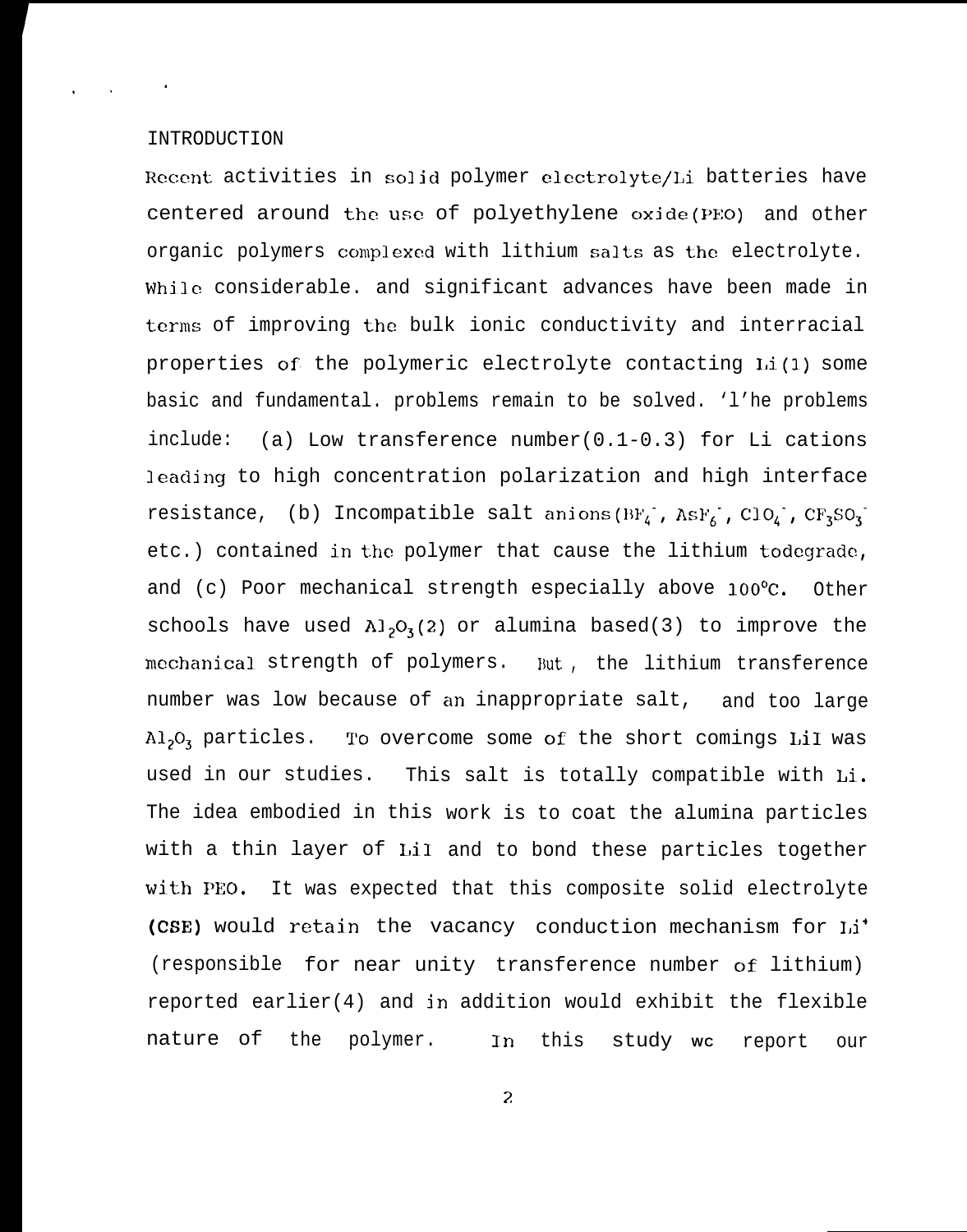## INTRODUCTION

Recent activities in solid polymer electrolyte/Li batteries have centered around the use of polyethylene oxide(PEO) and other organic polymers complexed with lithium salts as the electrolyte. While considerable. and significant advances have been made in terms of improving the bulk ionic conductivity and interracial properties of the polymeric electrolyte contacting Li(1) some basic and fundamental. problems remain to be solved. 'l'he problems include: (a) Low transference number(0.1-0.3) for Li cations leading to high concentration polarization and high interface resistance, (b) Incompatible salt anions($BF_4^-$, $AsF_6^-$, $ClO_4^-$, $CF_3SO_3^-$ etc.) contained in the polymer that cause the lithium todegrade, and (c) Poor mechanical strength especially above 100°C. Other schools have used $Al_2O_3$(2) or alumina based(3) to improve the mechanical strength of polymers. But , the lithium transference number was low because of an inappropriate salt, and too large $Al_2O_3$ particles. To overcome some of the short comings LiI was used in our studies. This salt is totally compatible with Li. The idea embodied in this work is to coat the alumina particles with a thin layer of LiI and to bond these particles together with PEO. It was expected that this composite solid electrolyte **(CSE)** would retain the vacancy conduction mechanism for $Li^+$ (responsible for near unity transference number of lithium) reported earlier(4) and in addition would exhibit the flexible nature of the polymer. In this study we report our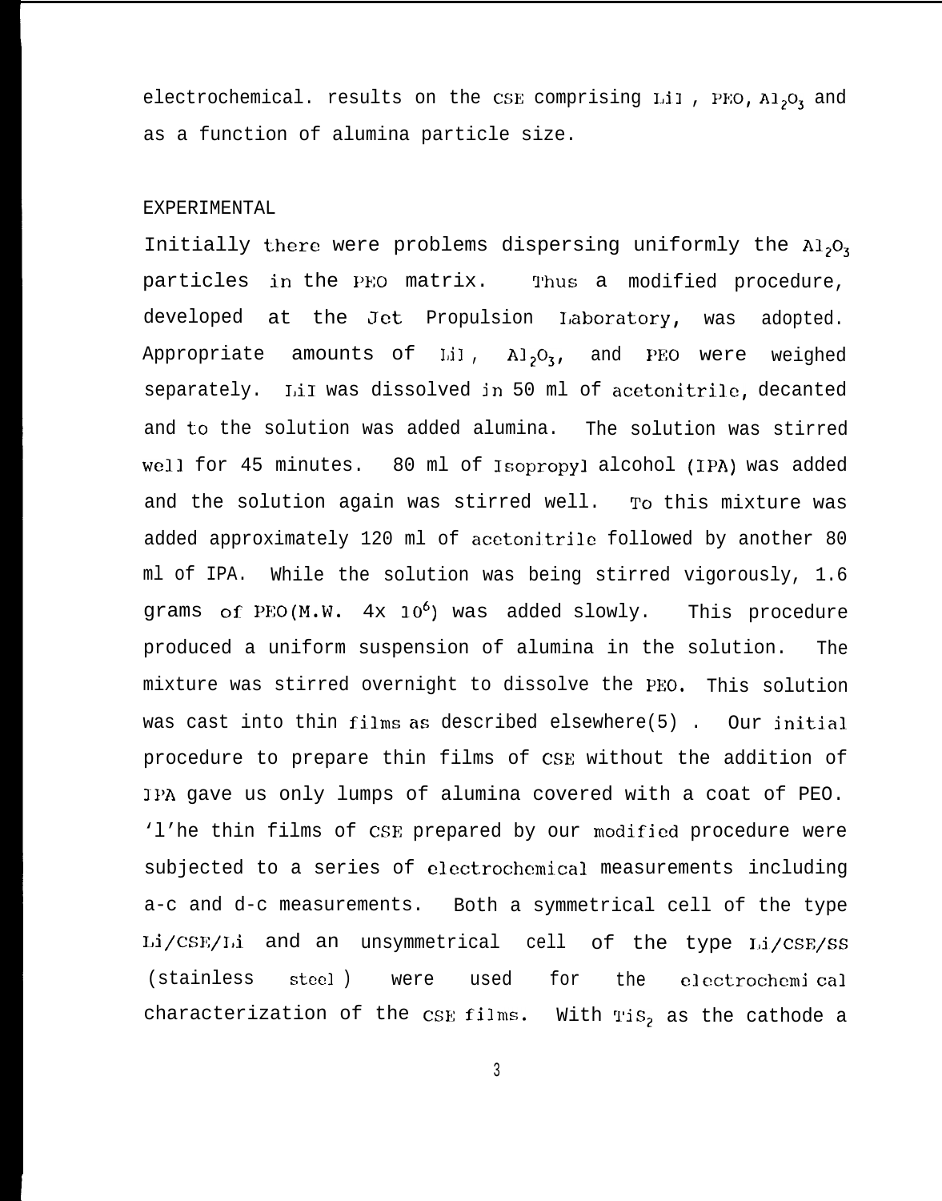electrochemical. results on the CSE comprising LiI , PEO, $Al_2O_3$ and as a function of alumina particle size.

## EXPERIMENTAL

Initially there were problems dispersing uniformly the $Al_2O_3$ particles in the PEO matrix. Thus a modified procedure, developed at the Jet Propulsion Laboratory, was adopted. Appropriate amounts of LiI, $Al_2O_3$, and PEO were weighed separately. LiI was dissolved in 50 ml of acetonitrile, decanted and to the solution was added alumina. The solution was stirred well for 45 minutes. 80 ml of Isopropyl alcohol (IPA) was added and the solution again was stirred well. To this mixture was added approximately 120 ml of acetonitrile followed by another 80 ml of IPA. While the solution was being stirred vigorously, 1.6 grams of PEO(M.W. $4x\ 10^6$) was added slowly. This procedure produced a uniform suspension of alumina in the solution. The mixture was stirred overnight to dissolve the PEO. This solution was cast into thin films as described elsewhere(5) . Our initial procedure to prepare thin films of CSE without the addition of IPA gave us only lumps of alumina covered with a coat of PEO. The thin films of CSE prepared by our modified procedure were subjected to a series of electrochemical measurements including a-c and d-c measurements. Both a symmetrical cell of the type Li/CSE/Li and an unsymmetrical cell of the type Li/CSE/SS (stainless steel) were used for the electrochemical characterization of the CSE films. With $TiS_2$ as the cathode a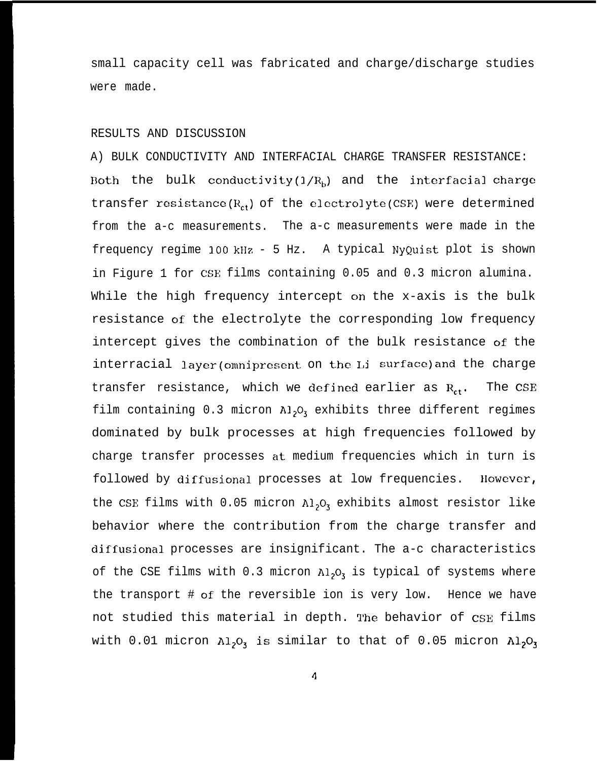small capacity cell was fabricated and charge/discharge studies were made.

## RESULTS AND DISCUSSION

### A) BULK CONDUCTIVITY AND INTERFACIAL CHARGE TRANSFER RESISTANCE:

Both the bulk conductivity($1/R_b$) and the interfacial charge transfer resistance($R_{ct}$) of the electrolyte(CSE) were determined from the a-c measurements. The a-c measurements were made in the frequency regime 100 kHz - 5 Hz. A typical NyQuist plot is shown in Figure 1 for CSE films containing 0.05 and 0.3 micron alumina. While the high frequency intercept on the x-axis is the bulk resistance of the electrolyte the corresponding low frequency intercept gives the combination of the bulk resistance of the interracial layer(omnipresent on the Li surface)and the charge transfer resistance, which we defined earlier as $R_{ct}$. The CSE film containing 0.3 micron $Al_2O_3$ exhibits three different regimes dominated by bulk processes at high frequencies followed by charge transfer processes at medium frequencies which in turn is followed by diffusional processes at low frequencies. However, the CSE films with 0.05 micron $Al_2O_3$ exhibits almost resistor like behavior where the contribution from the charge transfer and diffusional processes are insignificant. The a-c characteristics of the CSE films with 0.3 micron $Al_2O_3$ is typical of systems where the transport # of the reversible ion is very low. Hence we have not studied this material in depth. The behavior of CSE films with 0.01 micron $Al_2O_3$ is similar to that of 0.05 micron $Al_2O_3$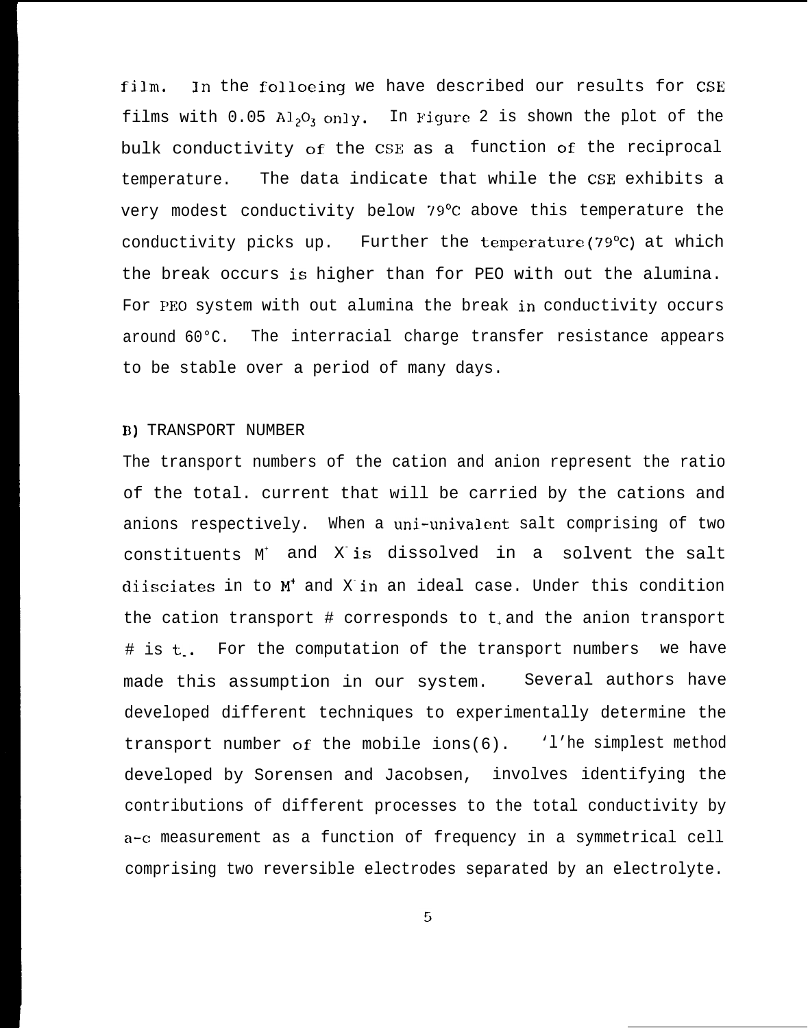film. In the folloeing we have described our results for CSE films with 0.05 $Al_2O_3$ only. In Figure 2 is shown the plot of the bulk conductivity of the CSE as a function of the reciprocal temperature. The data indicate that while the CSE exhibits a very modest conductivity below 79°C above this temperature the conductivity picks up. Further the temperature(79°C) at which the break occurs is higher than for PEO with out the alumina. For PEO system with out alumina the break in conductivity occurs around 60°C. The interracial charge transfer resistance appears to be stable over a period of many days.

B) TRANSPORT NUMBER

The transport numbers of the cation and anion represent the ratio of the total. current that will be carried by the cations and anions respectively. When a uni-univalent salt comprising of two constituents $M^+$ and $X^-$ is dissolved in a solvent the salt diisciates in to $M^+$ and $X^-$ in an ideal case. Under this condition the cation transport # corresponds to $t_+$ and the anion transport # is $t_-$. For the computation of the transport numbers we have made this assumption in our system. Several authors have developed different techniques to experimentally determine the transport number of the mobile ions(6). 'l'he simplest method developed by Sorensen and Jacobsen, involves identifying the contributions of different processes to the total conductivity by a-c measurement as a function of frequency in a symmetrical cell comprising two reversible electrodes separated by an electrolyte.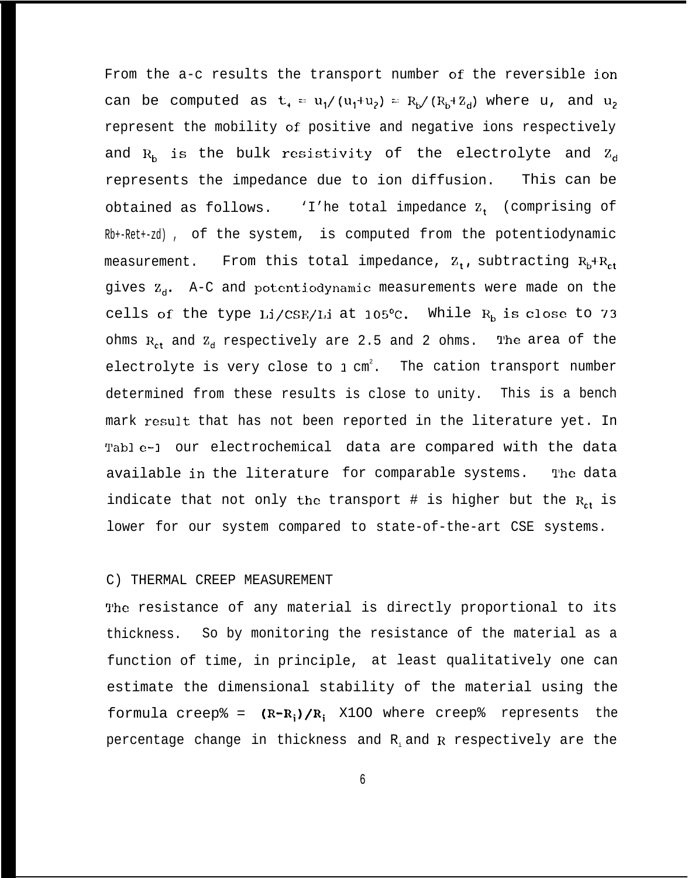From the a-c results the transport number of the reversible ion can be computed as $t_+ = u_1/(u_1+u_2) = R_b/(R_b+Z_d)$ where $u_1$ and $u_2$ represent the mobility of positive and negative ions respectively and $R_b$ is the bulk resistivity of the electrolyte and $Z_d$ represents the impedance due to ion diffusion. This can be obtained as follows. The total impedance $Z_t$ (comprising of $R_b+R_{ct}+Z_d$), of the system, is computed from the potentiodynamic measurement. From this total impedance, $Z_t$, subtracting $R_b+R_{ct}$ gives $Z_d$. A-C and potentiodynamic measurements were made on the cells of the type Li/CSE/Li at 105°C. While $R_b$ is close to 73 ohms $R_{ct}$ and $Z_d$ respectively are 2.5 and 2 ohms. The area of the electrolyte is very close to 1 $cm^2$. The cation transport number determined from these results is close to unity. This is a bench mark result that has not been reported in the literature yet. In Table-1 our electrochemical data are compared with the data available in the literature for comparable systems. The data indicate that not only the transport # is higher but the $R_{ct}$ is lower for our system compared to state-of-the-art CSE systems.

C) THERMAL CREEP MEASUREMENT

The resistance of any material is directly proportional to its thickness. So by monitoring the resistance of the material as a function of time, in principle, at least qualitatively one can estimate the dimensional stability of the material using the formula creep% = $(R-R_i)/R_i$ X100 where creep% represents the percentage change in thickness and $R_i$ and $R$ respectively are the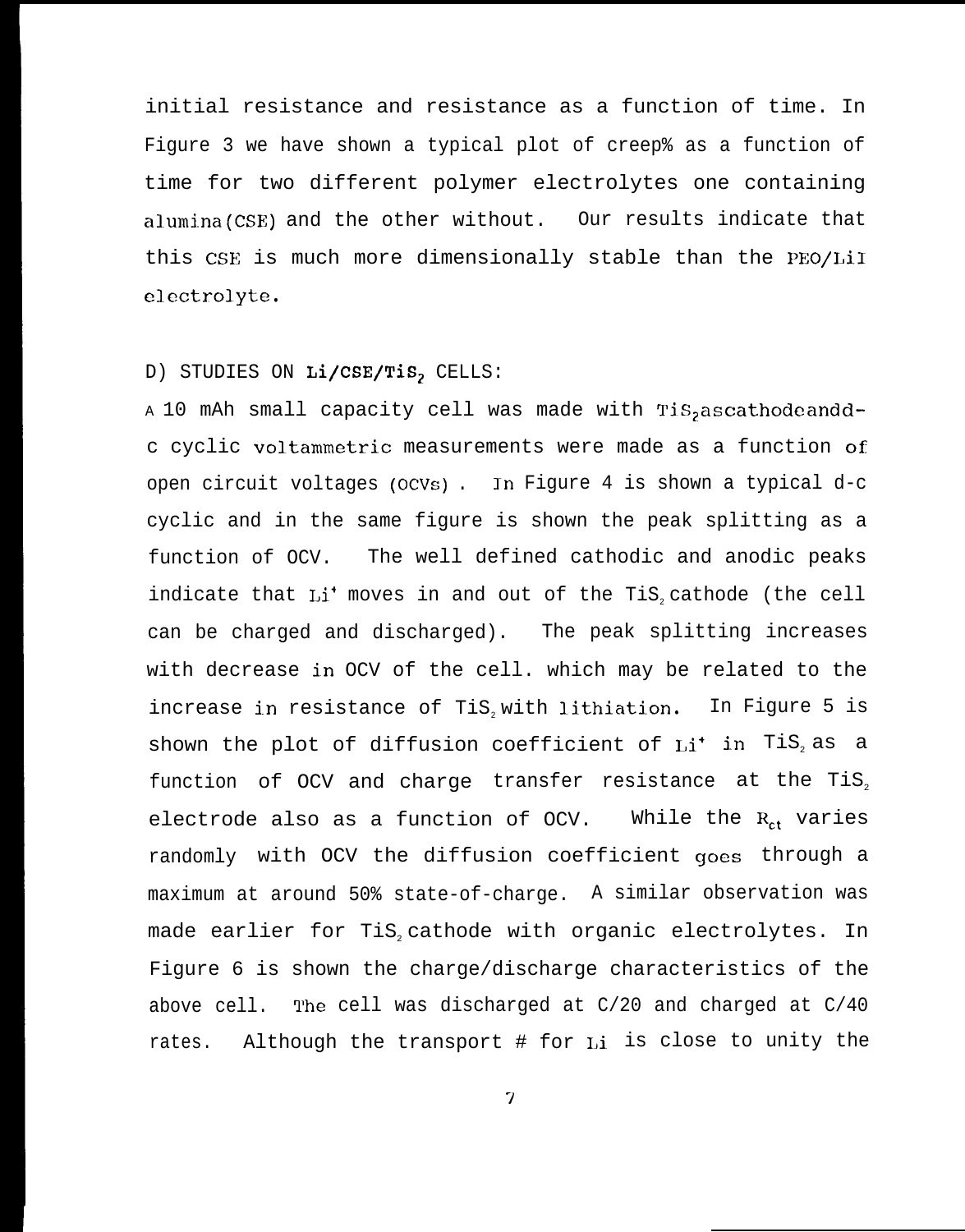initial resistance and resistance as a function of time. In Figure 3 we have shown a typical plot of creep% as a function of time for two different polymer electrolytes one containing alumina(CSE) and the other without. Our results indicate that this CSE is much more dimensionally stable than the PEO/LiI electrolyte.

D) STUDIES ON Li/CSE/$TiS_2$ CELLS:

A 10 mAh small capacity cell was made with $TiS_2$ as cathode and d-c cyclic voltammetric measurements were made as a function of open circuit voltages (OCVs). In Figure 4 is shown a typical d-c cyclic and in the same figure is shown the peak splitting as a function of OCV. The well defined cathodic and anodic peaks indicate that $Li^+$ moves in and out of the $TiS_2$ cathode (the cell can be charged and discharged). The peak splitting increases with decrease in OCV of the cell. which may be related to the increase in resistance of $TiS_2$ with lithiation. In Figure 5 is shown the plot of diffusion coefficient of $Li^+$ in $TiS_2$ as a function of OCV and charge transfer resistance at the $TiS_2$ electrode also as a function of OCV. While the $R_{ct}$ varies randomly with OCV the diffusion coefficient goes through a maximum at around 50% state-of-charge. A similar observation was made earlier for $TiS_2$ cathode with organic electrolytes. In Figure 6 is shown the charge/discharge characteristics of the above cell. The cell was discharged at C/20 and charged at C/40 rates. Although the transport # for Li is close to unity the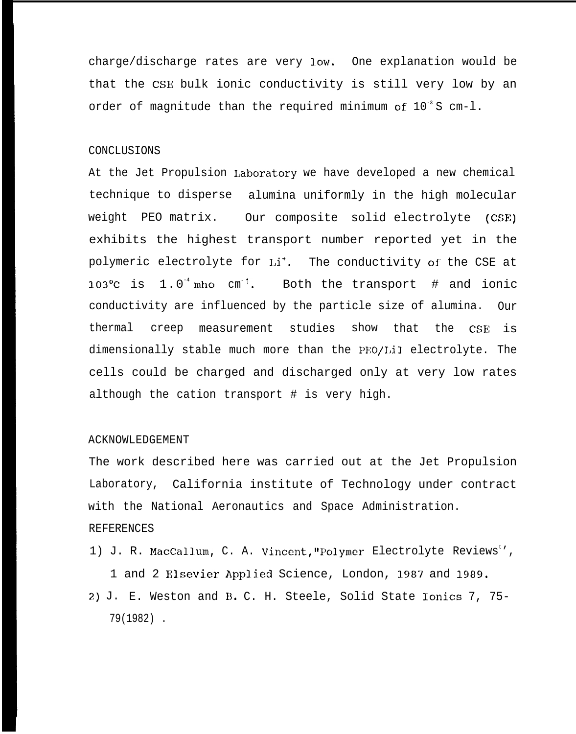charge/discharge rates are very low. One explanation would be that the CSE bulk ionic conductivity is still very low by an order of magnitude than the required minimum of $10^{-3}$ S cm-l.

## CONCLUSIONS

At the Jet Propulsion Laboratory we have developed a new chemical technique to disperse alumina uniformly in the high molecular weight PEO matrix. Our composite solid electrolyte (CSE) exhibits the highest transport number reported yet in the polymeric electrolyte for $Li^+$. The conductivity of the CSE at 103°C is $1.0^{-4}$ mho $cm^{-1}$. Both the transport # and ionic conductivity are influenced by the particle size of alumina. Our thermal creep measurement studies show that the CSE is dimensionally stable much more than the PEO/LiI electrolyte. The cells could be charged and discharged only at very low rates although the cation transport # is very high.

## ACKNOWLEDGEMENT

The work described here was carried out at the Jet Propulsion Laboratory, California institute of Technology under contract with the National Aeronautics and Space Administration.

## REFERENCES

1) J. R. MacCallum, C. A. Vincent, "Polymer Electrolyte Reviews", 1 and 2 Elsevier Applied Science, London, 1987 and 1989.
2) J. E. Weston and B. C. H. Steele, Solid State Ionics 7, 75-79(1982) .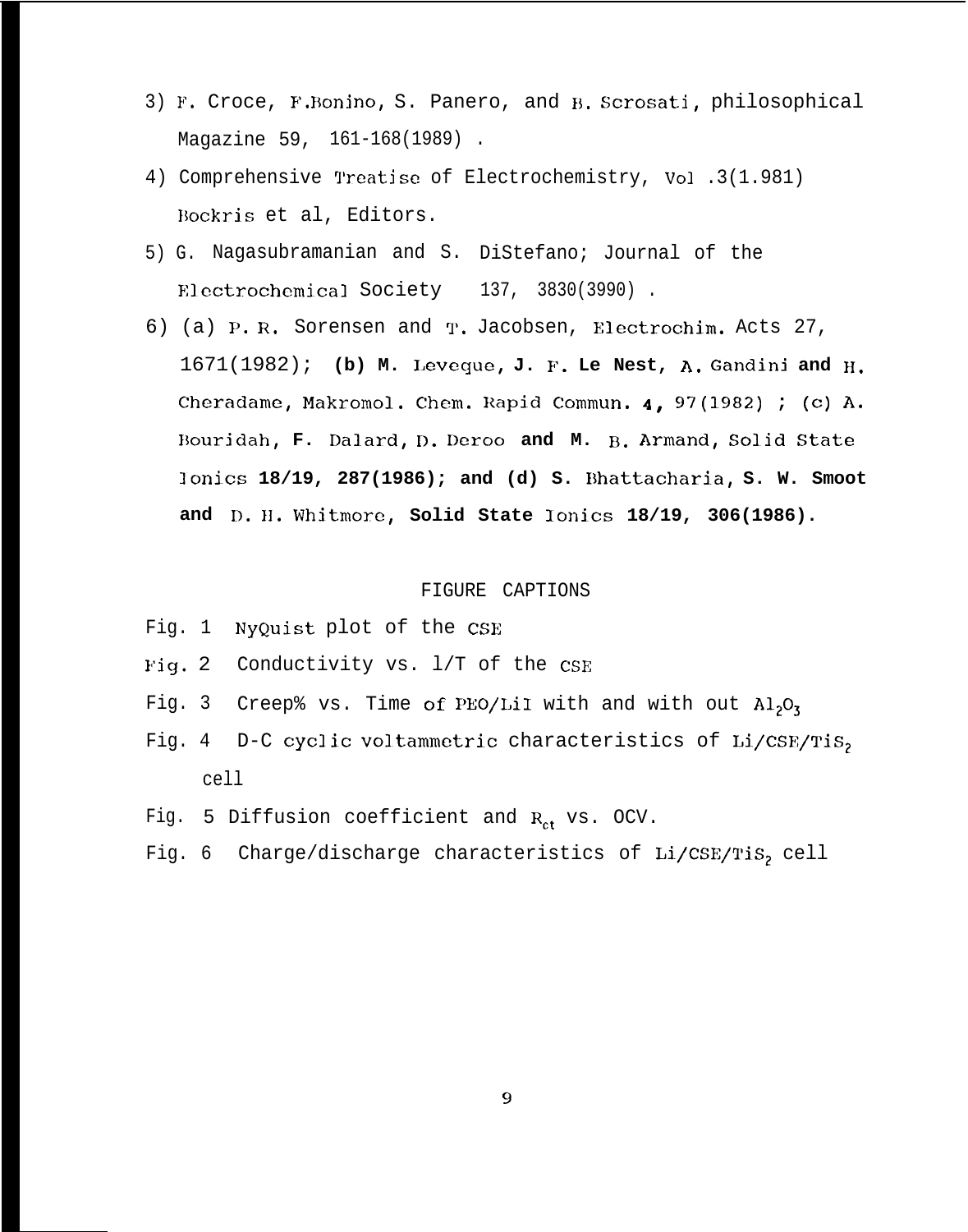3) F. Croce, F.Bonino, S. Panero, and B. Scrosati, philosophical Magazine 59, 161-168(1989) .

4) Comprehensive Treatise of Electrochemistry, Vol .3(1.981) Bockris et al, Editors.

5) G. Nagasubramanian and S. DiStefano; Journal of the Electrochemical Society 137, 3830(3990) .

6) (a) P. R. Sorensen and T. Jacobsen, Electrochim. Acts 27, 1671(1982); **(b) M. Leveque, J. F. Le Nest, A. Gandini and H. Cheradame, Makromol. Chem. Rapid Commun. 4, 97(1982) ; (c) A. Bouridah, F. Dalard, D. Deroo and M. B. Armand, Solid State Ionics 18/19, 287(1986); and (d) S. Bhattacharia, S. W. Smoot and D. H. Whitmore, Solid State Ionics 18/19, 306(1986).**

## FIGURE CAPTIONS

Fig. 1 NyQuist plot of the CSE

Fig. 2 Conductivity vs. l/T of the CSE

Fig. 3 Creep% vs. Time of PEO/LiI with and with out $Al_2O_3$

Fig. 4 D-C cyclic voltammetric characteristics of $Li/CSE/TiS_2$ cell

Fig. 5 Diffusion coefficient and $R_{ct}$ vs. OCV.

Fig. 6 Charge/discharge characteristics of $Li/CSE/TiS_2$ cell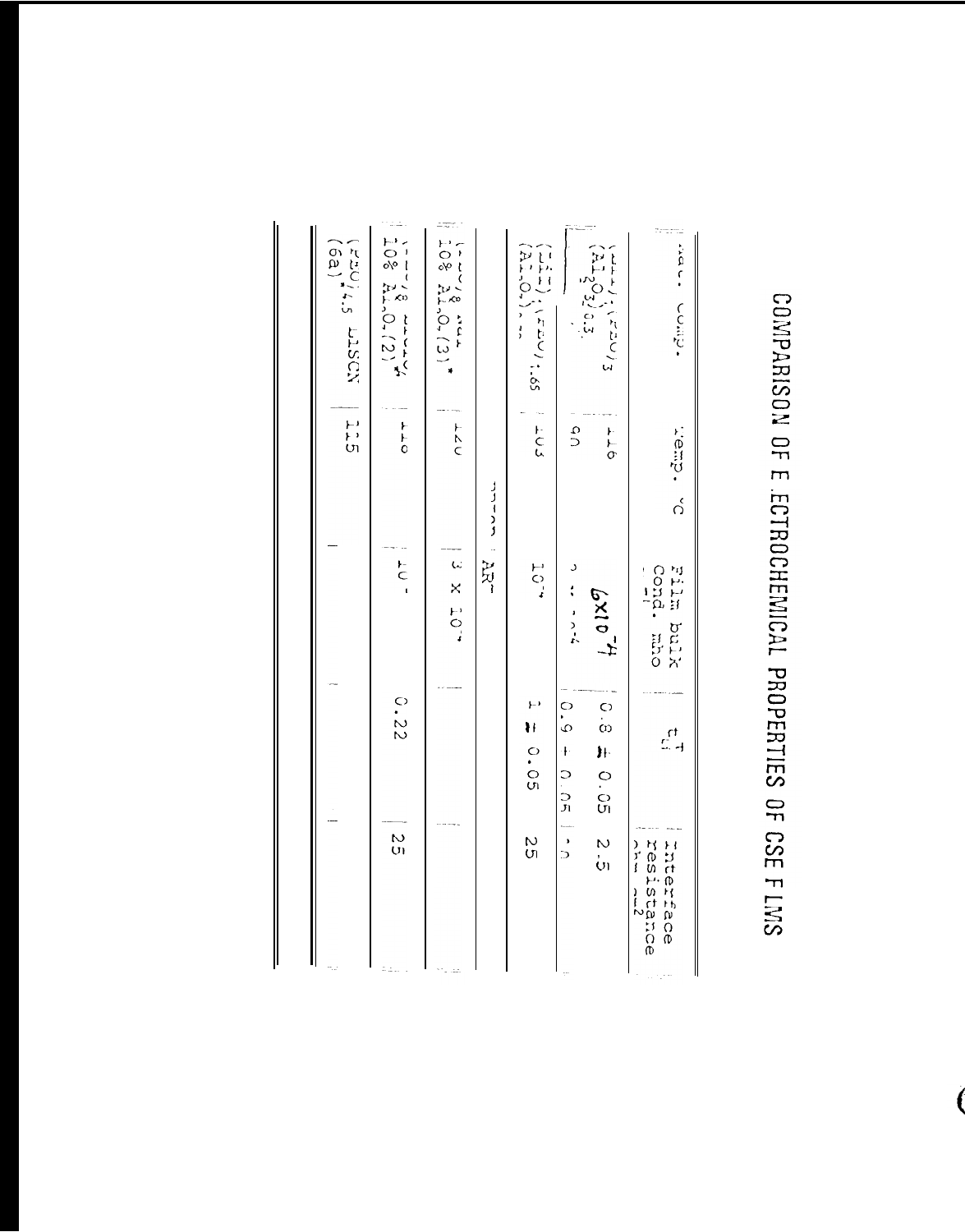# COMPARISON OF ELECTROCHEMICAL PROPERTIES OF CSE FILMS

| Mat. Comp. | Temp. °C | Film bulk Cond. mho cm⁻¹ | $t_{Li}^{+}$ | Interface resistance ohm cm⁻² |
|---|---|---|---|---|
| (LiI)(PEO)₃ ($Al_2O_3$)0.3 | 116 | 6x10⁻⁴ | 0.8 ± 0.05 | 2.5 |
| | 90 | ... | 0.9 ± 0.05 | ... |
| (LiI)(PEO)1.65 ($Al_2O_3$)... | 105 | 10⁻⁴ | 1 ± 0.05 | 25 |
| ARMAND | | | | |
| (PEO)₈ ... 10% $Al_2O_3$(3)* | 120 | 3 x 10⁻⁴ | | |
| (PEO)₈ ... 10% $Al_2O_3$(2)* | 110 | 10⁻ | 0.22 | 25 |
| (PEO)4.5 LiSCN (6a)* | 115 | | | |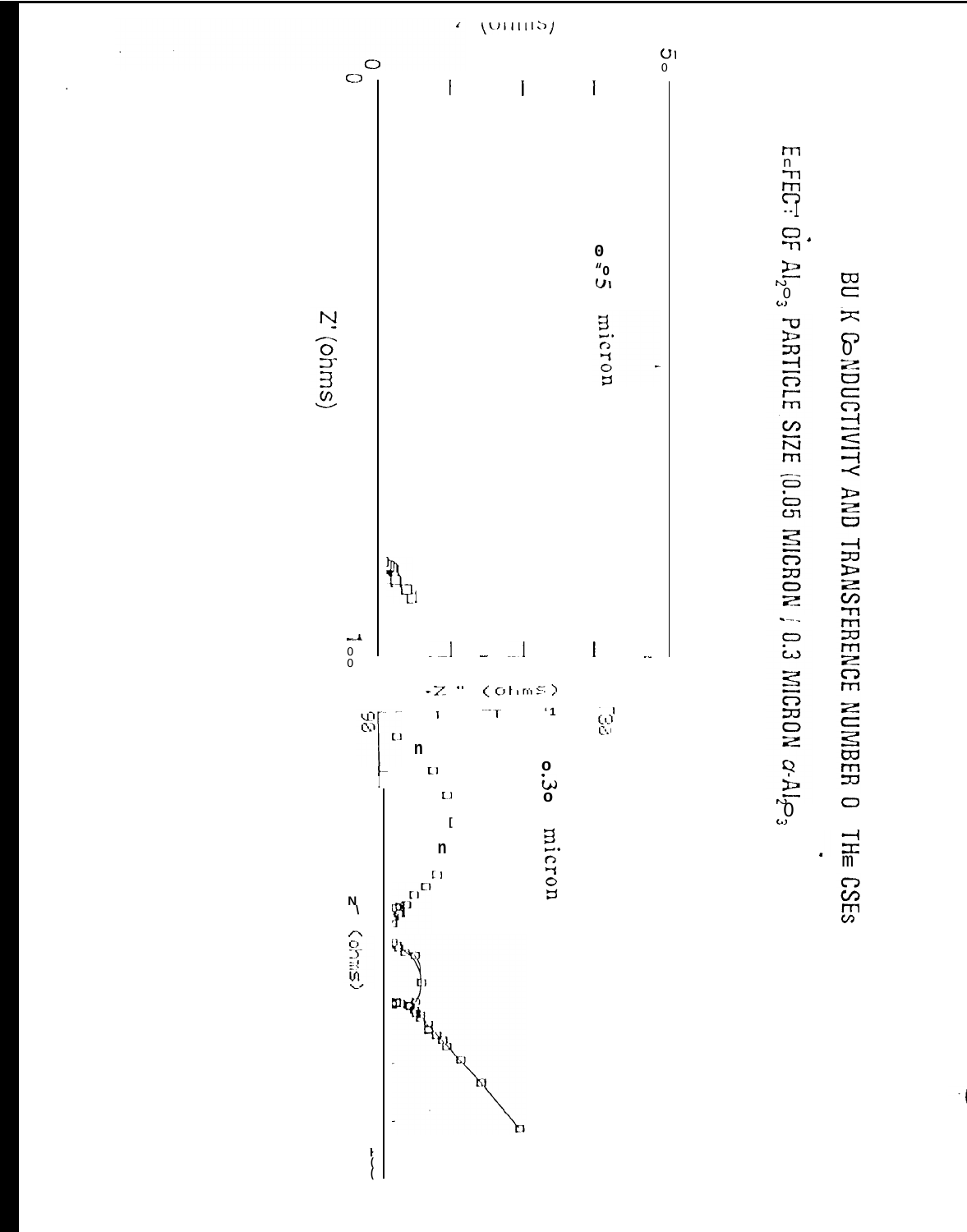BU K CONDUCTIVITY AND TRANSFERENCE NUMBER O THE CSEs

EFFECT OF $Al_2O_3$ PARTICLE SIZE (0.05 MICRON / 0.3 MICRON $\alpha$-$Al_2O_3$

0.05 micron

0.30 micron

Z' (ohms)

-Z" (ohms)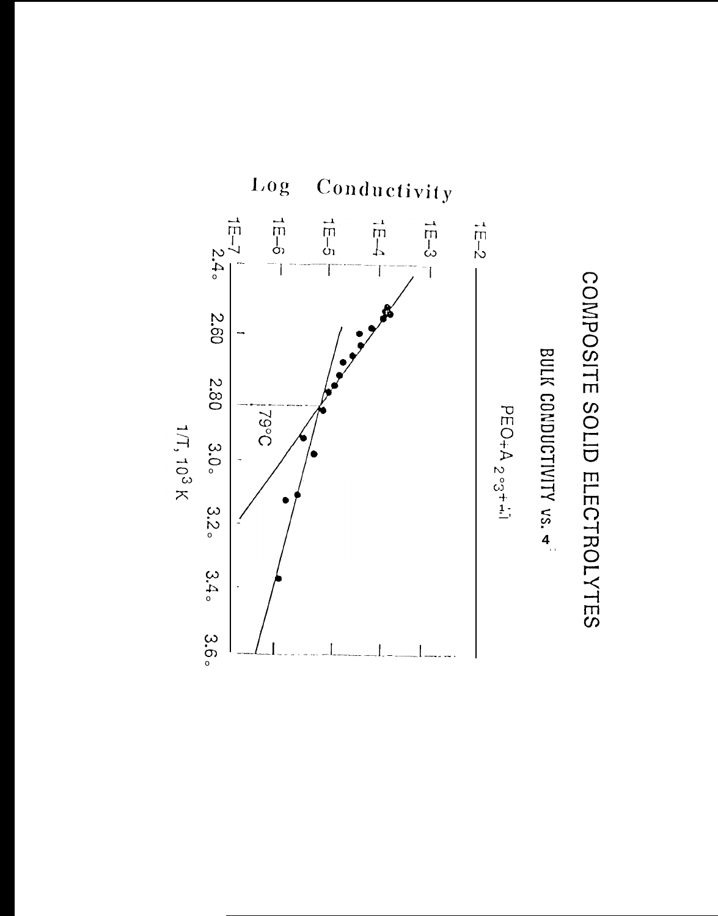# COMPOSITE SOLID ELECTROLYTES

BULK CONDUCTIVITY vs. 4

PEO+A 2 °3+ LI

Log Conductivity

1E–2

1E–3

1E–4

1E–5

1E–6

1E–7

79°C

2.40 2.60 2.80 3.00 3.20 3.40 3.60

1/T, $10^3$ K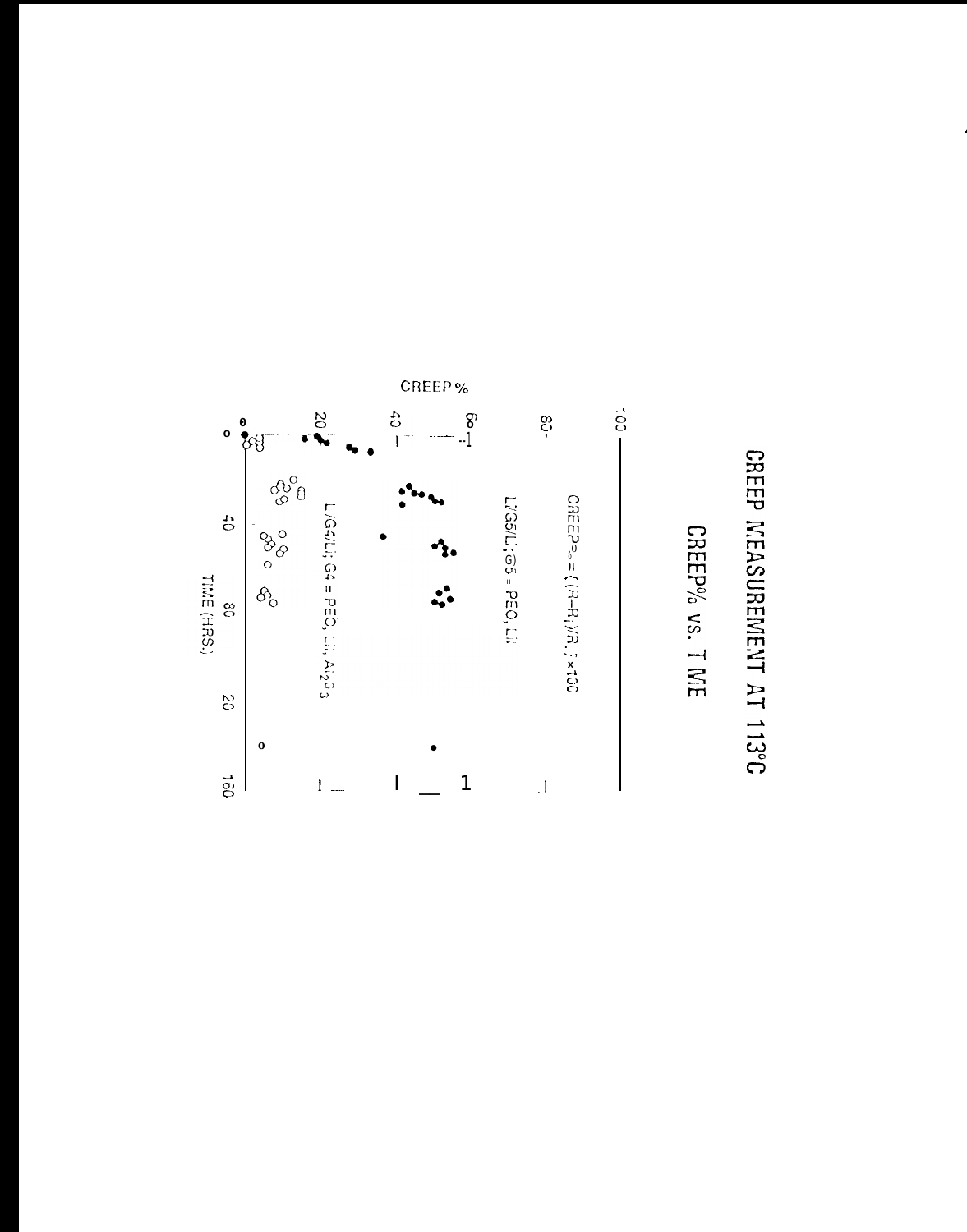# CREEP MEASUREMENT AT 113°C

## CREEP% vs. TIME

$$CREEP\% = [(R-R_i)/R_i] \times 100$$

Li/G5/Li; G5 = PEO, Li

Li/G4/Li; G4 = PEO, Li, $Al_2O_3$

CREEP %

TIME (HRS.)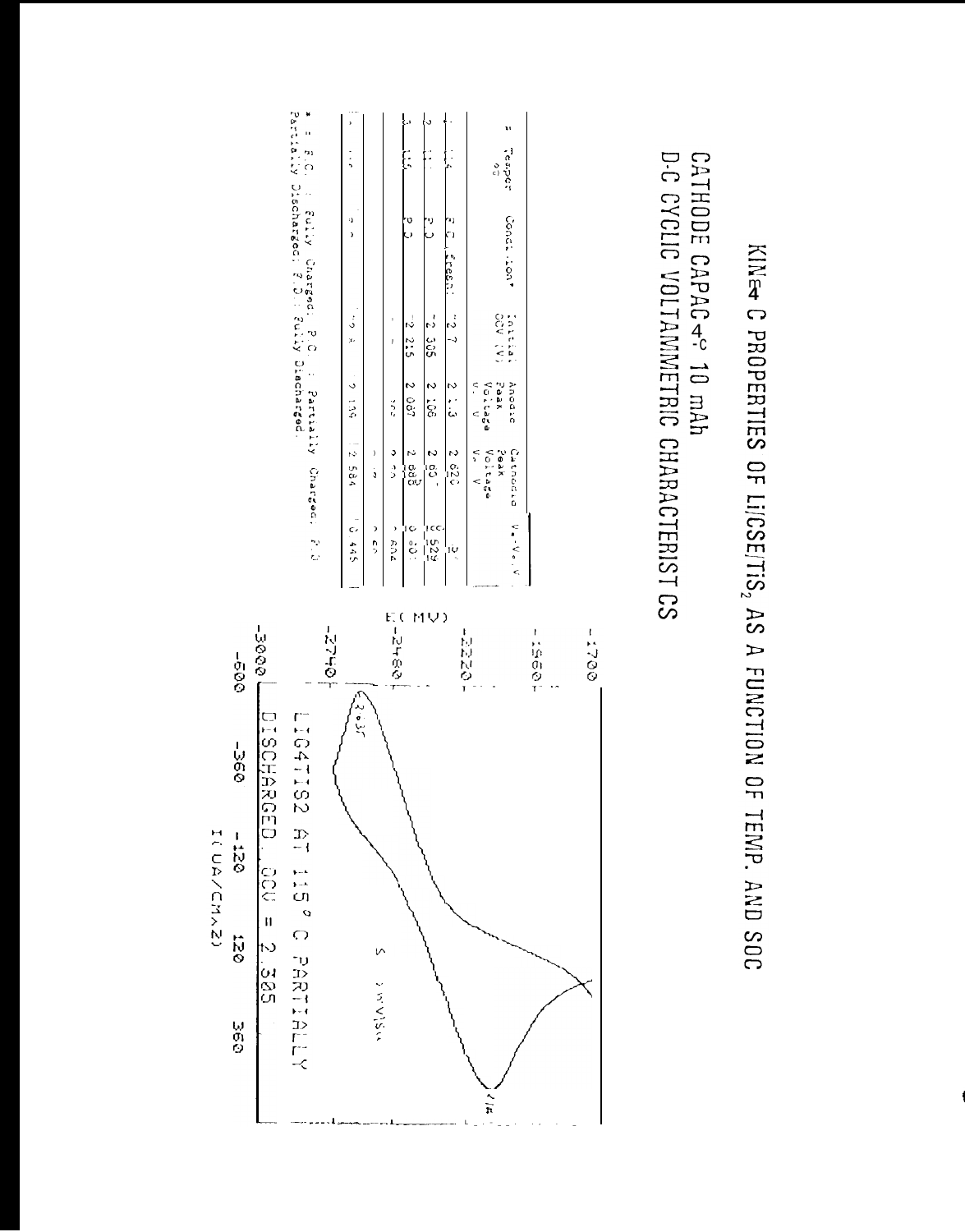# KINETIC PROPERTIES OF Li/CSE/TiS$_2$ AS A FUNCTION OF TEMP. AND SOC

## CATHODE CAPACITY: 10 mAh

## D-C CYCLIC VOLTAMMETRIC CHARACTERISTICS

| # | Temper °C | Condition* | Initial OCV (V) | Anodic Peak Voltage $V_a$ V | Cathodic Peak Voltage $V_c$ V | $V_a$-$V_c$, V |
|---|---|---|---|---|---|---|
| 1 | 115 | F.C. (fresh) | 2.7 | 2.1.3 | 2.620 | .507 |
| 2 | 115 | P.D | 2.305 | 2.106 | 2.60? | 0.529 |
| 3 | 115 | P.D | 2.215 | 2.087 | 2.688 | 0.601 |
| 4 | | | | | | 0.604 |
| 5 | | | | | | 0.60 |
| 6 | 115 | | | 2.139 | 2.584 | 0.445 |

\* F.C. : Fully Charged; P.C. : Partially Charged; P.D. : Partially Discharged; F.D. : Fully Discharged.

LIG4TIS2 AT 115 °C PARTIALLY DISCHARGED, OCV = 2.305

E (MV): -1700, -1960, -2220, -2480, -2740, -3000

I (UA/CM^2): -600, -360, -120, 120, 360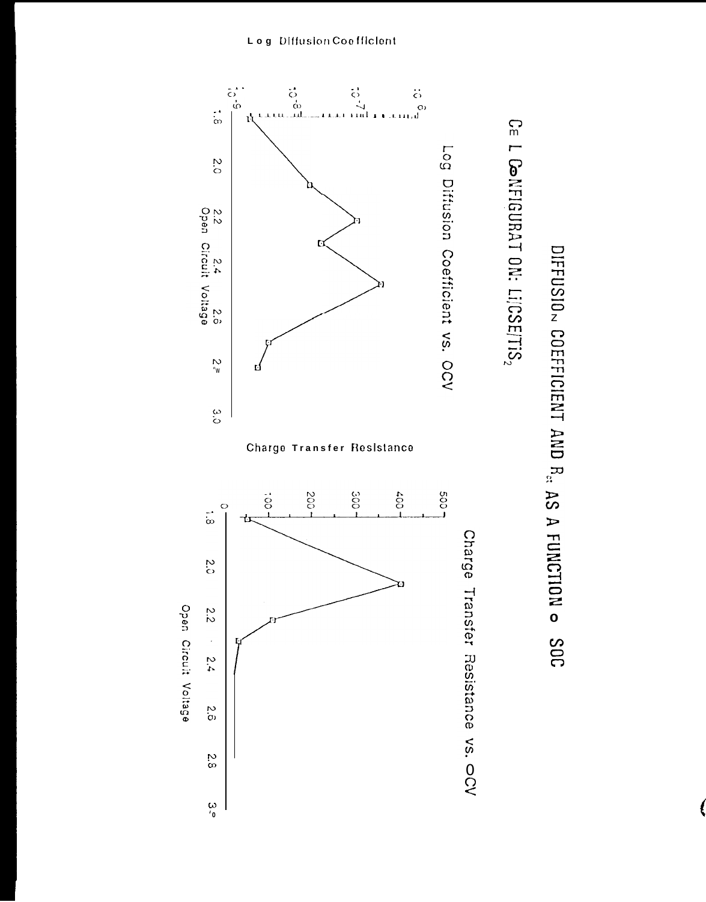# DIFFUSION COEFFICIENT AND $R_{ct}$ AS A FUNCTION OF SOC

CELL CONFIGURATION: $Li/CSE/TiS_2$

## Log Diffusion Coefficient vs. OCV

Log Diffusion Coefficient

Open Circuit Voltage

## Charge Transfer Resistance vs. OCV

Charge Transfer Resistance

Open Circuit Voltage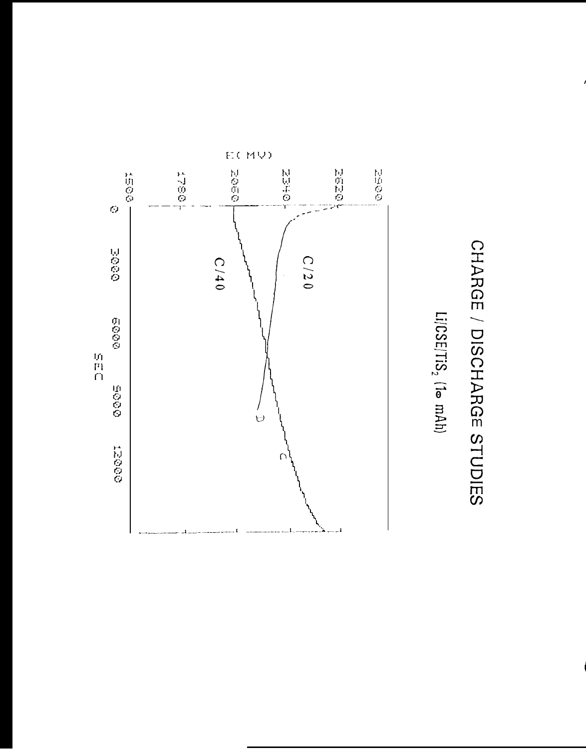# CHARGE / DISCHARGE STUDIES

Li/CSE/$TiS_2$ (10 mAh)

E( MV)

2900

2620

2340

2060

1790

1500

0

3000

6000

9000

12000

SEC

C/20

C/40

D

C